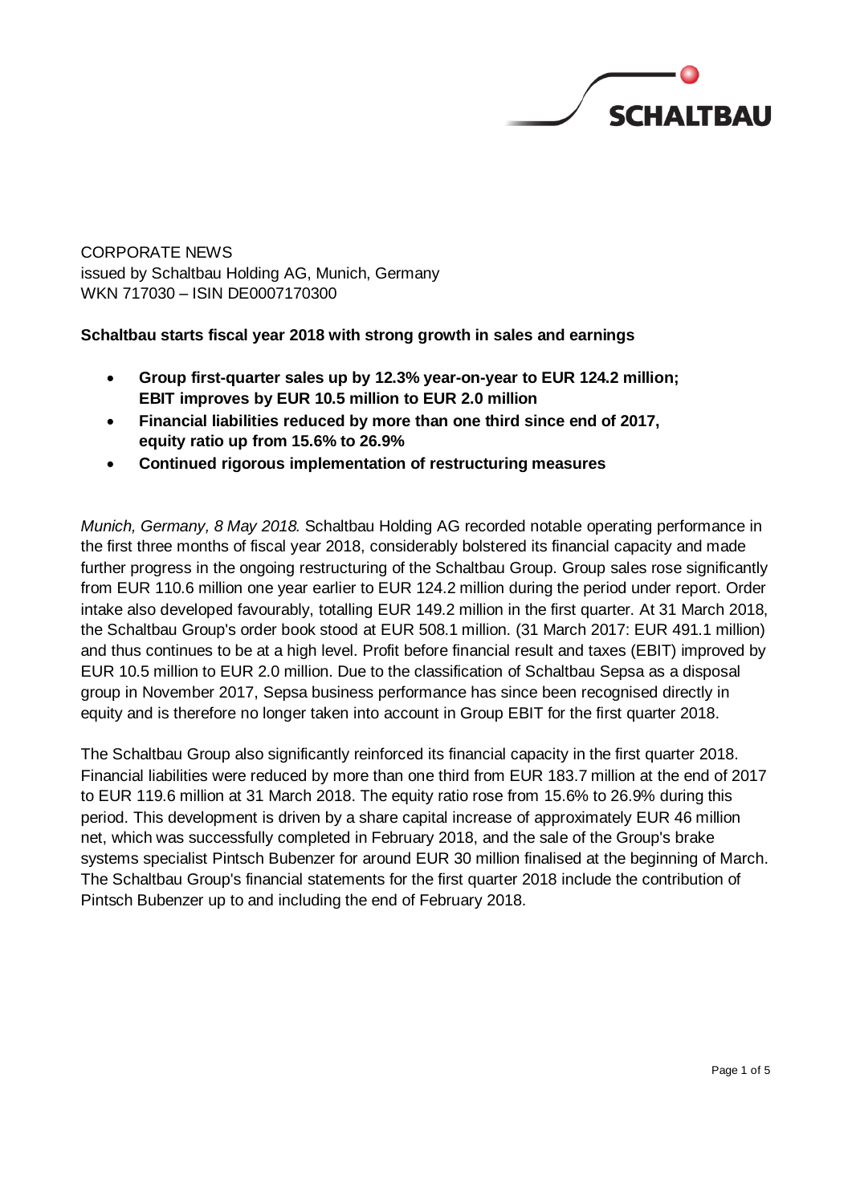CORPORATE NEWS
issued by Schaltbau Holding AG, Munich, Germany
WKN 717030 – ISIN DE0007170300

**Schaltbau starts fiscal year 2018 with strong growth in sales and earnings**

- **Group first-quarter sales up by 12.3% year-on-year to EUR 124.2 million; EBIT improves by EUR 10.5 million to EUR 2.0 million**
- **Financial liabilities reduced by more than one third since end of 2017, equity ratio up from 15.6% to 26.9%**
- **Continued rigorous implementation of restructuring measures**

*Munich, Germany, 8 May 2018.* Schaltbau Holding AG recorded notable operating performance in the first three months of fiscal year 2018, considerably bolstered its financial capacity and made further progress in the ongoing restructuring of the Schaltbau Group. Group sales rose significantly from EUR 110.6 million one year earlier to EUR 124.2 million during the period under report. Order intake also developed favourably, totalling EUR 149.2 million in the first quarter. At 31 March 2018, the Schaltbau Group's order book stood at EUR 508.1 million. (31 March 2017: EUR 491.1 million) and thus continues to be at a high level. Profit before financial result and taxes (EBIT) improved by EUR 10.5 million to EUR 2.0 million. Due to the classification of Schaltbau Sepsa as a disposal group in November 2017, Sepsa business performance has since been recognised directly in equity and is therefore no longer taken into account in Group EBIT for the first quarter 2018.

The Schaltbau Group also significantly reinforced its financial capacity in the first quarter 2018. Financial liabilities were reduced by more than one third from EUR 183.7 million at the end of 2017 to EUR 119.6 million at 31 March 2018. The equity ratio rose from 15.6% to 26.9% during this period. This development is driven by a share capital increase of approximately EUR 46 million net, which was successfully completed in February 2018, and the sale of the Group's brake systems specialist Pintsch Bubenzer for around EUR 30 million finalised at the beginning of March. The Schaltbau Group's financial statements for the first quarter 2018 include the contribution of Pintsch Bubenzer up to and including the end of February 2018.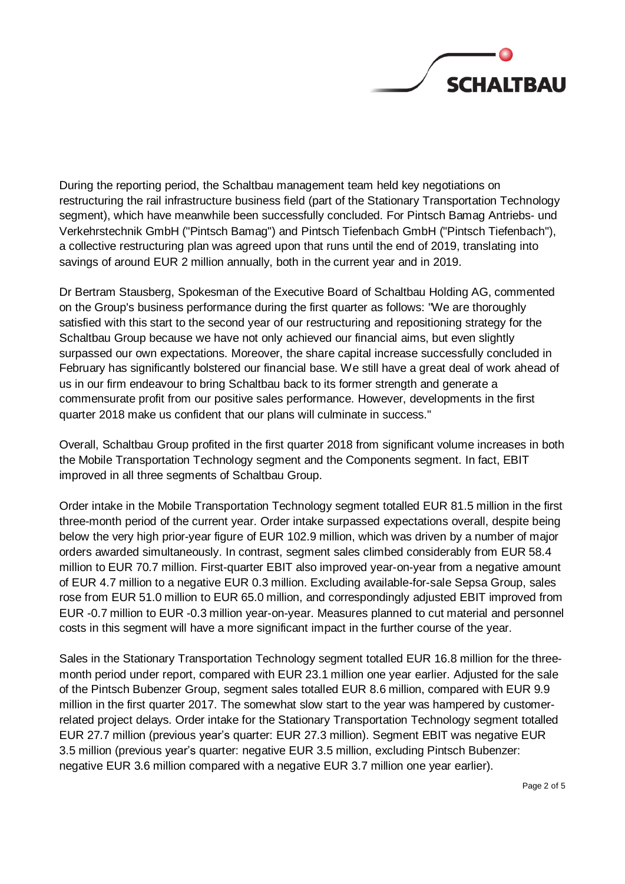During the reporting period, the Schaltbau management team held key negotiations on restructuring the rail infrastructure business field (part of the Stationary Transportation Technology segment), which have meanwhile been successfully concluded. For Pintsch Bamag Antriebs- und Verkehrstechnik GmbH ("Pintsch Bamag") and Pintsch Tiefenbach GmbH ("Pintsch Tiefenbach"), a collective restructuring plan was agreed upon that runs until the end of 2019, translating into savings of around EUR 2 million annually, both in the current year and in 2019.

Dr Bertram Stausberg, Spokesman of the Executive Board of Schaltbau Holding AG, commented on the Group's business performance during the first quarter as follows: "We are thoroughly satisfied with this start to the second year of our restructuring and repositioning strategy for the Schaltbau Group because we have not only achieved our financial aims, but even slightly surpassed our own expectations. Moreover, the share capital increase successfully concluded in February has significantly bolstered our financial base. We still have a great deal of work ahead of us in our firm endeavour to bring Schaltbau back to its former strength and generate a commensurate profit from our positive sales performance. However, developments in the first quarter 2018 make us confident that our plans will culminate in success."

Overall, Schaltbau Group profited in the first quarter 2018 from significant volume increases in both the Mobile Transportation Technology segment and the Components segment. In fact, EBIT improved in all three segments of Schaltbau Group.

Order intake in the Mobile Transportation Technology segment totalled EUR 81.5 million in the first three-month period of the current year. Order intake surpassed expectations overall, despite being below the very high prior-year figure of EUR 102.9 million, which was driven by a number of major orders awarded simultaneously. In contrast, segment sales climbed considerably from EUR 58.4 million to EUR 70.7 million. First-quarter EBIT also improved year-on-year from a negative amount of EUR 4.7 million to a negative EUR 0.3 million. Excluding available-for-sale Sepsa Group, sales rose from EUR 51.0 million to EUR 65.0 million, and correspondingly adjusted EBIT improved from EUR -0.7 million to EUR -0.3 million year-on-year. Measures planned to cut material and personnel costs in this segment will have a more significant impact in the further course of the year.

Sales in the Stationary Transportation Technology segment totalled EUR 16.8 million for the three-month period under report, compared with EUR 23.1 million one year earlier. Adjusted for the sale of the Pintsch Bubenzer Group, segment sales totalled EUR 8.6 million, compared with EUR 9.9 million in the first quarter 2017. The somewhat slow start to the year was hampered by customer-related project delays. Order intake for the Stationary Transportation Technology segment totalled EUR 27.7 million (previous year's quarter: EUR 27.3 million). Segment EBIT was negative EUR 3.5 million (previous year's quarter: negative EUR 3.5 million, excluding Pintsch Bubenzer: negative EUR 3.6 million compared with a negative EUR 3.7 million one year earlier).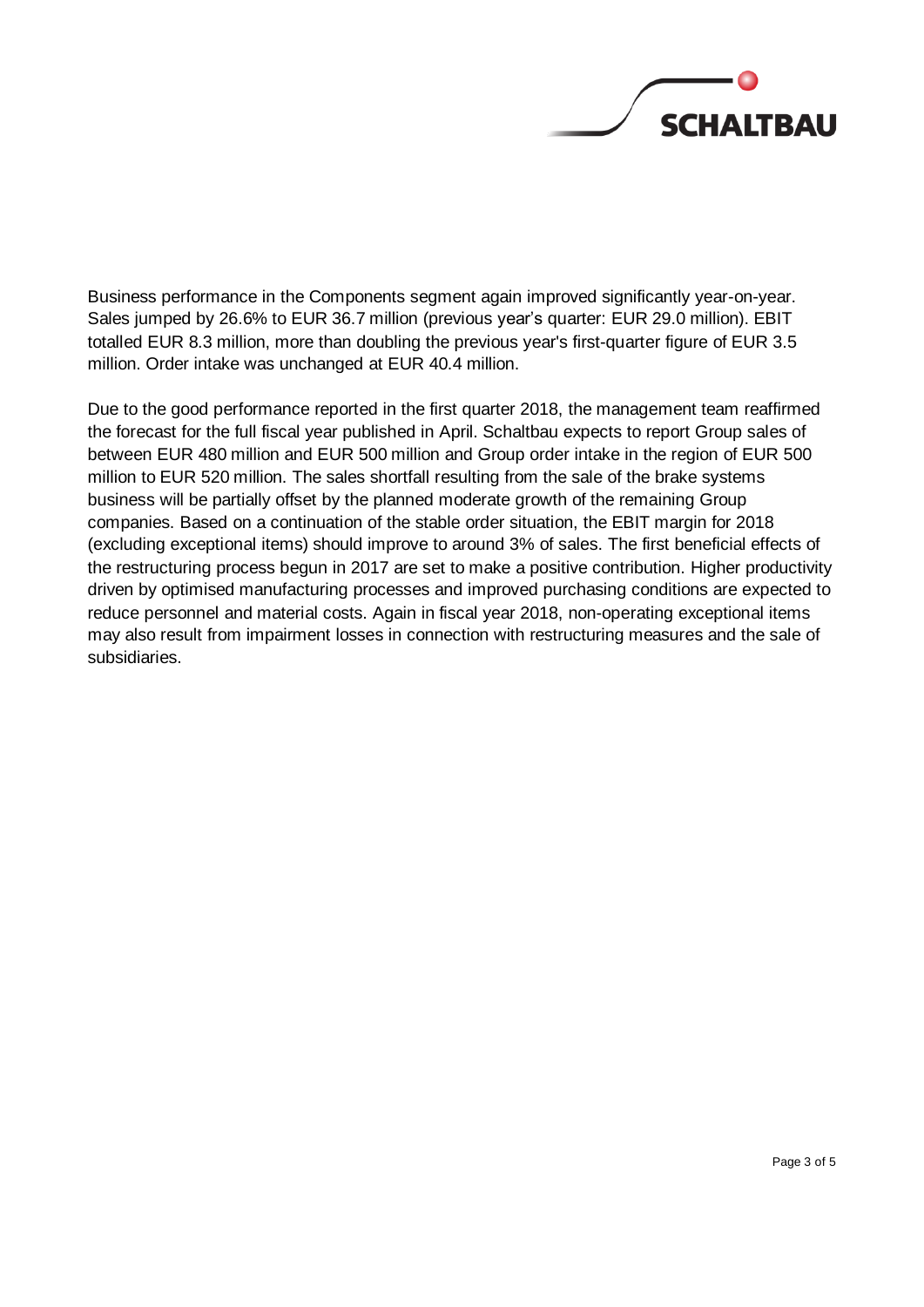Business performance in the Components segment again improved significantly year-on-year. Sales jumped by 26.6% to EUR 36.7 million (previous year's quarter: EUR 29.0 million). EBIT totalled EUR 8.3 million, more than doubling the previous year's first-quarter figure of EUR 3.5 million. Order intake was unchanged at EUR 40.4 million.

Due to the good performance reported in the first quarter 2018, the management team reaffirmed the forecast for the full fiscal year published in April. Schaltbau expects to report Group sales of between EUR 480 million and EUR 500 million and Group order intake in the region of EUR 500 million to EUR 520 million. The sales shortfall resulting from the sale of the brake systems business will be partially offset by the planned moderate growth of the remaining Group companies. Based on a continuation of the stable order situation, the EBIT margin for 2018 (excluding exceptional items) should improve to around 3% of sales. The first beneficial effects of the restructuring process begun in 2017 are set to make a positive contribution. Higher productivity driven by optimised manufacturing processes and improved purchasing conditions are expected to reduce personnel and material costs. Again in fiscal year 2018, non-operating exceptional items may also result from impairment losses in connection with restructuring measures and the sale of subsidiaries.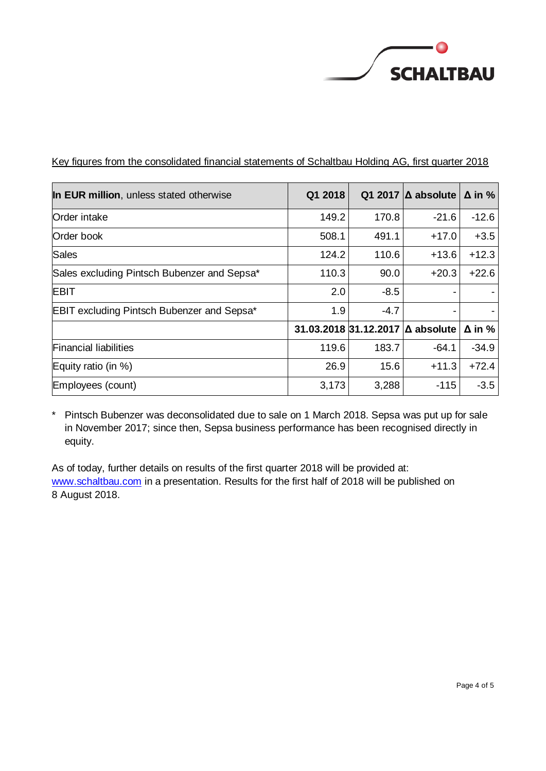SCHALTBAU

Key figures from the consolidated financial statements of Schaltbau Holding AG, first quarter 2018

| **In EUR million**, unless stated otherwise | Q1 2018 | Q1 2017 | Δ absolute | Δ in % |
|---|---|---|---|---|
| Order intake | 149.2 | 170.8 | -21.6 | -12.6 |
| Order book | 508.1 | 491.1 | +17.0 | +3.5 |
| Sales | 124.2 | 110.6 | +13.6 | +12.3 |
| Sales excluding Pintsch Bubenzer and Sepsa* | 110.3 | 90.0 | +20.3 | +22.6 |
| EBIT | 2.0 | -8.5 | - | - |
| EBIT excluding Pintsch Bubenzer and Sepsa* | 1.9 | -4.7 | - | - |
| | **31.03.2018** | **31.12.2017** | **Δ absolute** | **Δ in %** |
| Financial liabilities | 119.6 | 183.7 | -64.1 | -34.9 |
| Equity ratio (in %) | 26.9 | 15.6 | +11.3 | +72.4 |
| Employees (count) | 3,173 | 3,288 | -115 | -3.5 |

\* Pintsch Bubenzer was deconsolidated due to sale on 1 March 2018. Sepsa was put up for sale in November 2017; since then, Sepsa business performance has been recognised directly in equity.

As of today, further details on results of the first quarter 2018 will be provided at: www.schaltbau.com in a presentation. Results for the first half of 2018 will be published on 8 August 2018.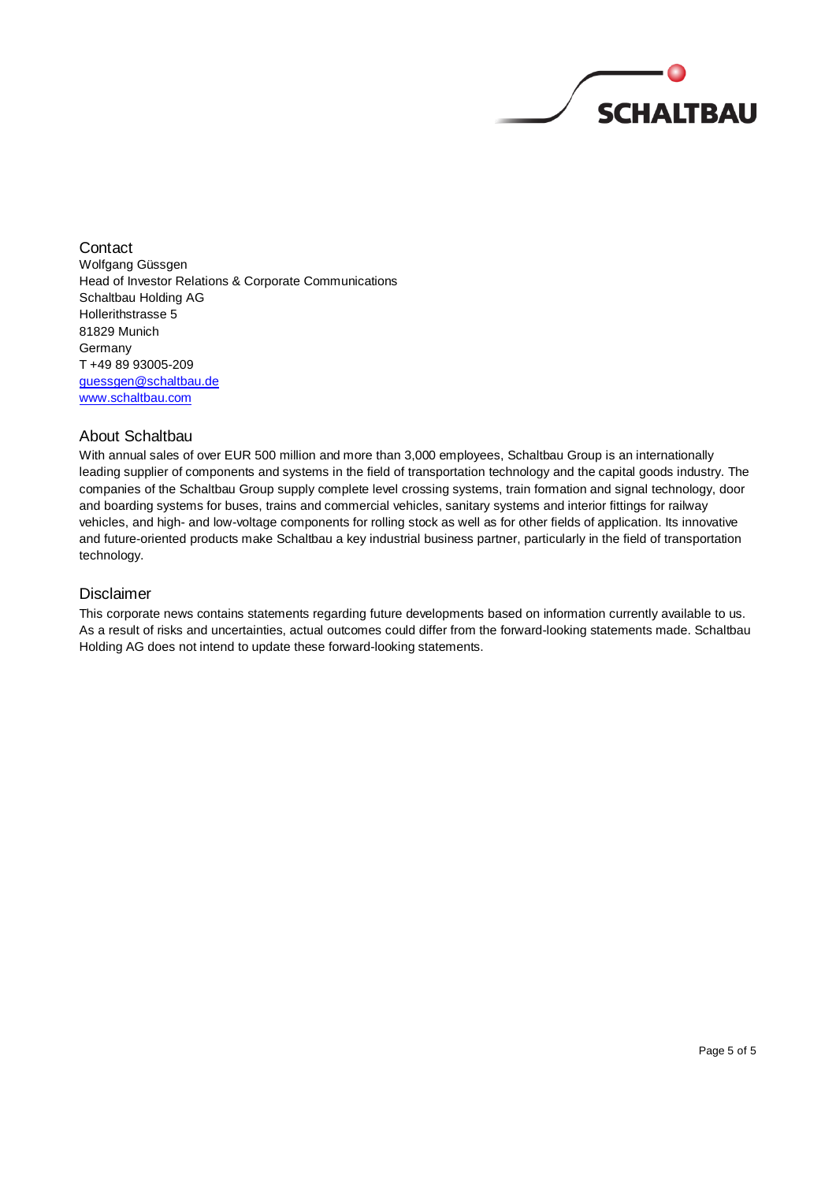## Contact

Wolfgang Güssgen
Head of Investor Relations & Corporate Communications
Schaltbau Holding AG
Hollerithstrasse 5
81829 Munich
Germany
T +49 89 93005-209
guessgen@schaltbau.de
www.schaltbau.com

## About Schaltbau

With annual sales of over EUR 500 million and more than 3,000 employees, Schaltbau Group is an internationally leading supplier of components and systems in the field of transportation technology and the capital goods industry. The companies of the Schaltbau Group supply complete level crossing systems, train formation and signal technology, door and boarding systems for buses, trains and commercial vehicles, sanitary systems and interior fittings for railway vehicles, and high- and low-voltage components for rolling stock as well as for other fields of application. Its innovative and future-oriented products make Schaltbau a key industrial business partner, particularly in the field of transportation technology.

## Disclaimer

This corporate news contains statements regarding future developments based on information currently available to us. As a result of risks and uncertainties, actual outcomes could differ from the forward-looking statements made. Schaltbau Holding AG does not intend to update these forward-looking statements.